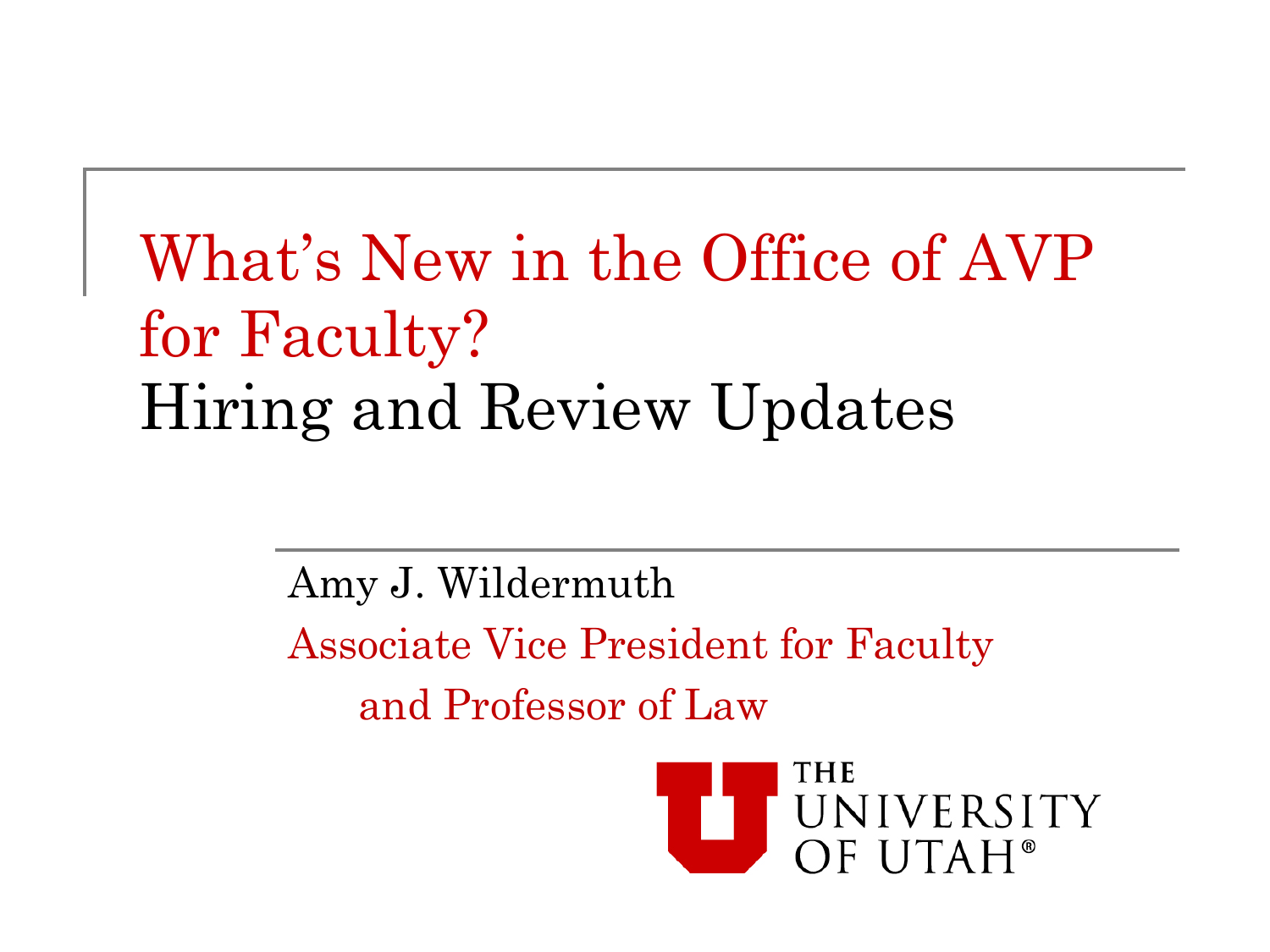# What's New in the Office of AVP for Faculty?

## Hiring and Review Updates

Amy J. Wildermuth

Associate Vice President for Faculty and Professor of Law

THE UNIVERSITY OF UTAH®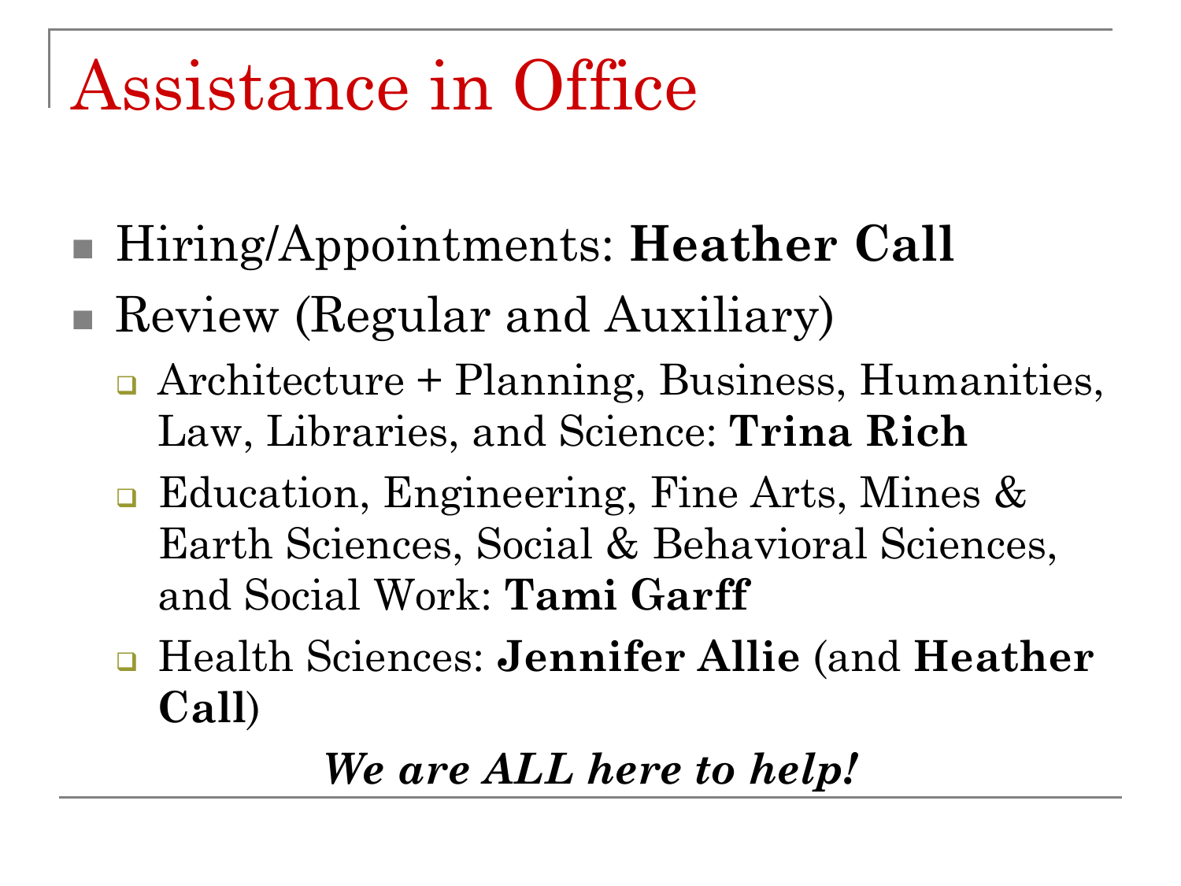# Assistance in Office

- Hiring/Appointments: **Heather Call**
- Review (Regular and Auxiliary)
  - Architecture + Planning, Business, Humanities, Law, Libraries, and Science: **Trina Rich**
  - Education, Engineering, Fine Arts, Mines & Earth Sciences, Social & Behavioral Sciences, and Social Work: **Tami Garff**
  - Health Sciences: **Jennifer Allie** (and **Heather Call**)

***We are ALL here to help!***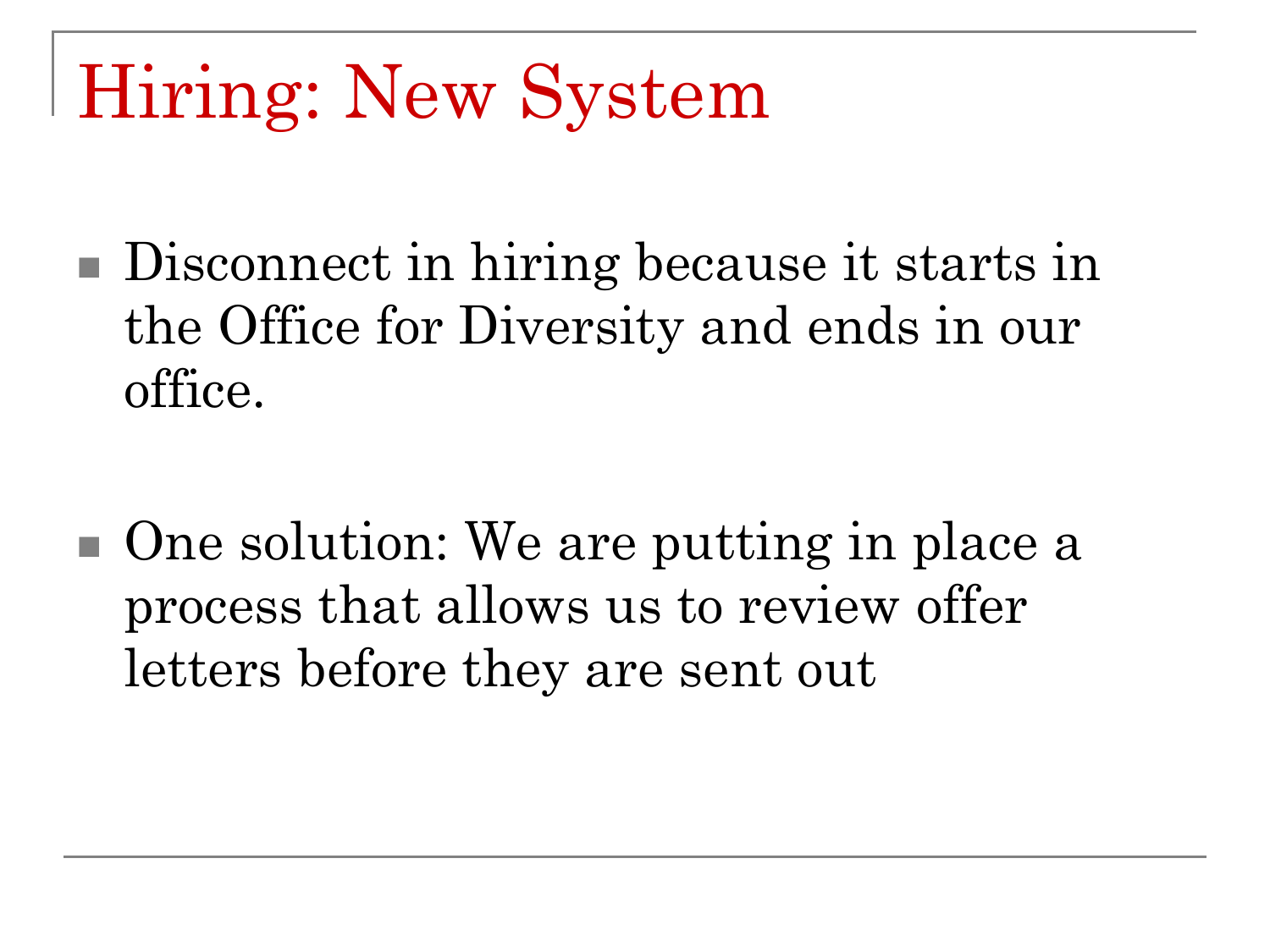# Hiring: New System

- Disconnect in hiring because it starts in the Office for Diversity and ends in our office.

- One solution: We are putting in place a process that allows us to review offer letters before they are sent out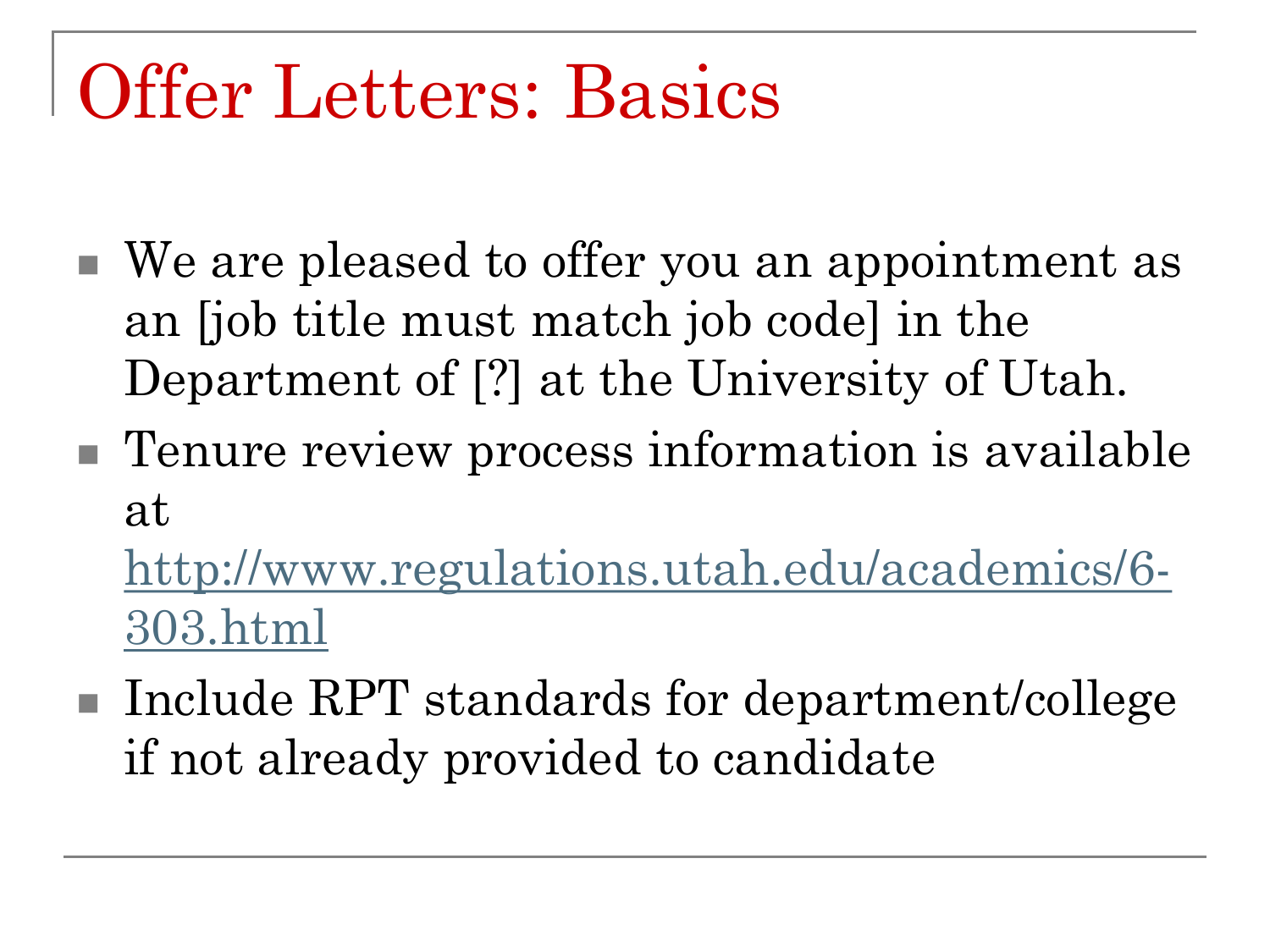# Offer Letters: Basics

- We are pleased to offer you an appointment as an [job title must match job code] in the Department of [?] at the University of Utah.
- Tenure review process information is available at http://www.regulations.utah.edu/academics/6-303.html
- Include RPT standards for department/college if not already provided to candidate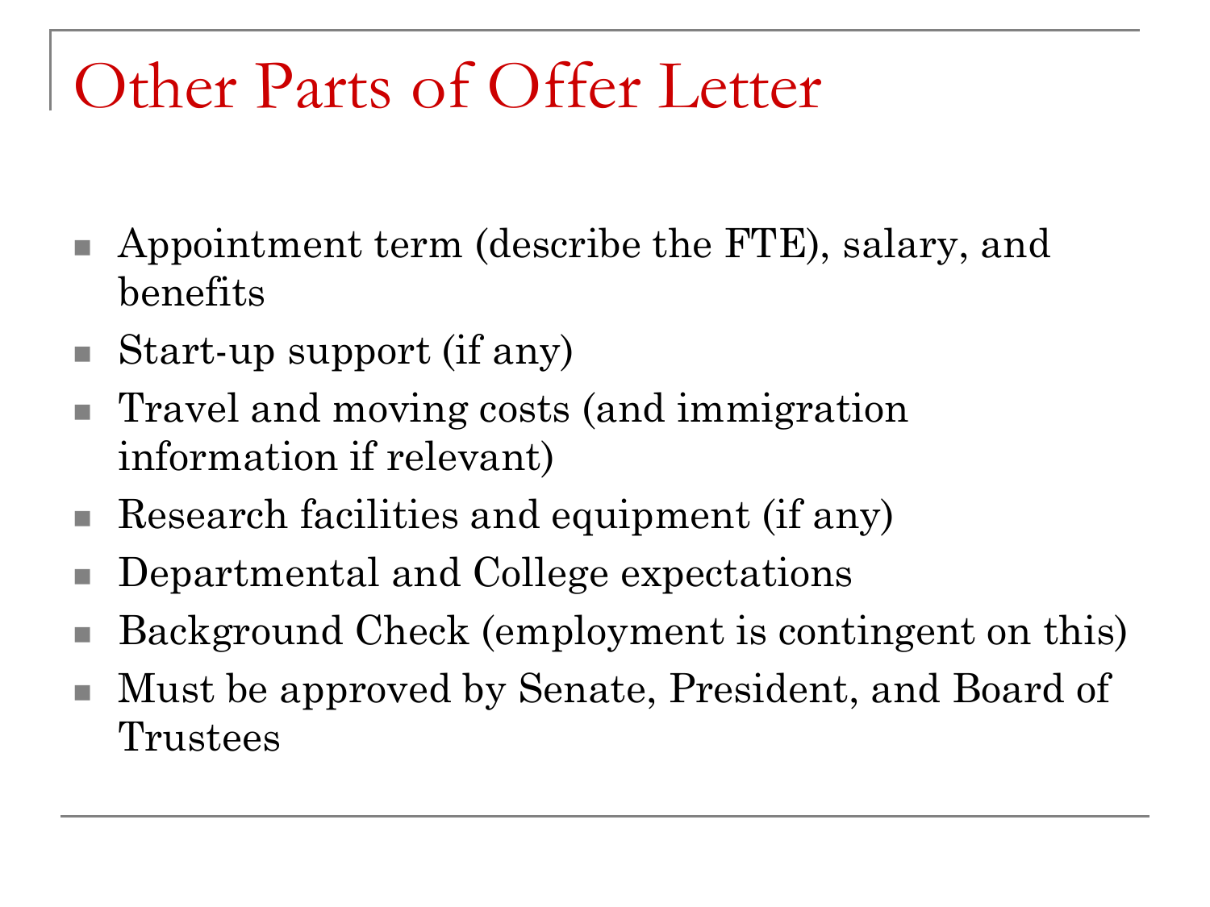# Other Parts of Offer Letter

- Appointment term (describe the FTE), salary, and benefits
- Start-up support (if any)
- Travel and moving costs (and immigration information if relevant)
- Research facilities and equipment (if any)
- Departmental and College expectations
- Background Check (employment is contingent on this)
- Must be approved by Senate, President, and Board of Trustees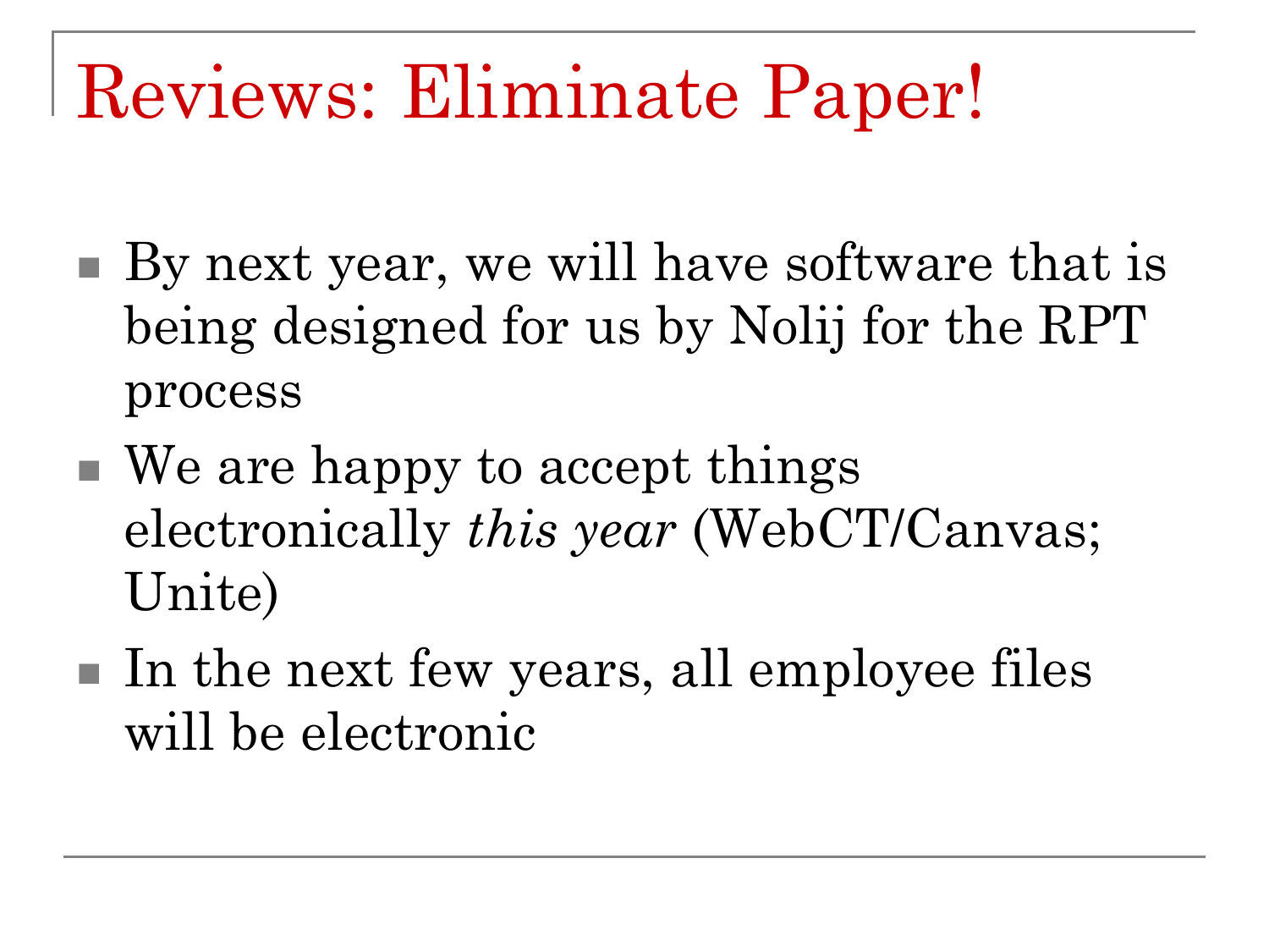# Reviews: Eliminate Paper!

- By next year, we will have software that is being designed for us by Nolij for the RPT process
- We are happy to accept things electronically *this year* (WebCT/Canvas; Unite)
- In the next few years, all employee files will be electronic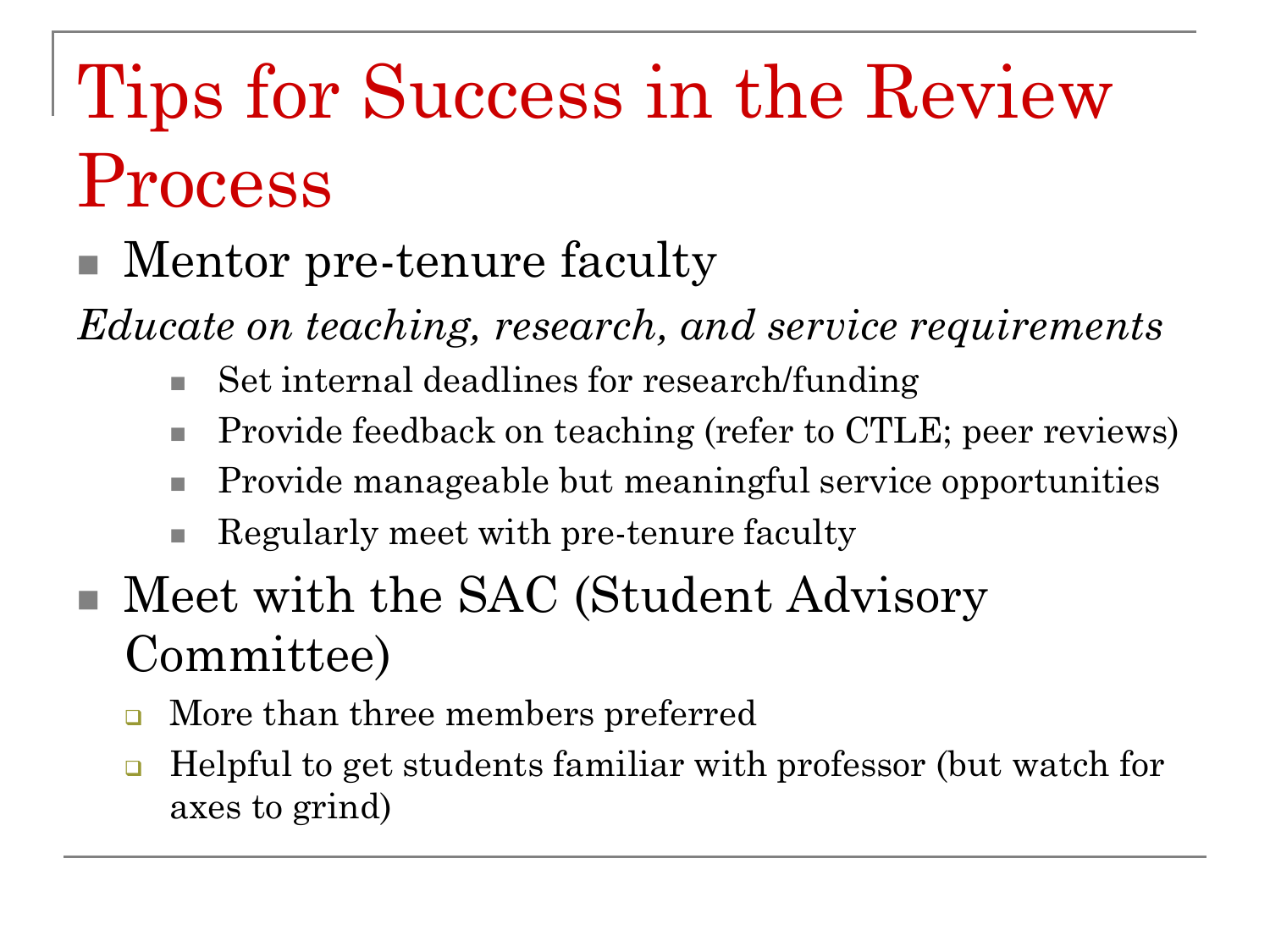# Tips for Success in the Review Process

- Mentor pre-tenure faculty

*Educate on teaching, research, and service requirements*

  - Set internal deadlines for research/funding
  - Provide feedback on teaching (refer to CTLE; peer reviews)
  - Provide manageable but meaningful service opportunities
  - Regularly meet with pre-tenure faculty

- Meet with the SAC (Student Advisory Committee)
  - More than three members preferred
  - Helpful to get students familiar with professor (but watch for axes to grind)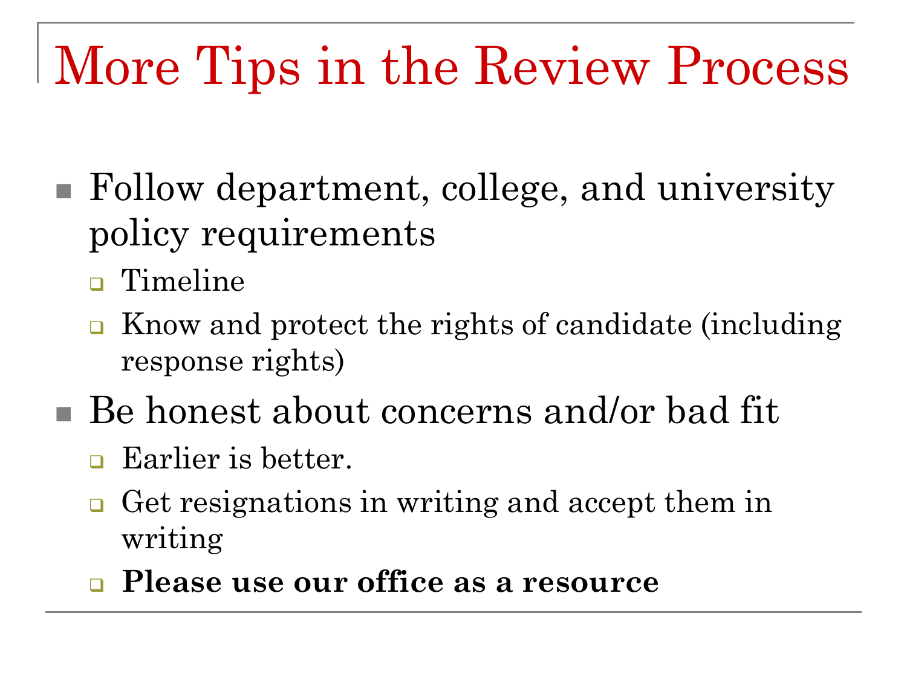# More Tips in the Review Process

- Follow department, college, and university policy requirements
  - Timeline
  - Know and protect the rights of candidate (including response rights)
- Be honest about concerns and/or bad fit
  - Earlier is better.
  - Get resignations in writing and accept them in writing
  - **Please use our office as a resource**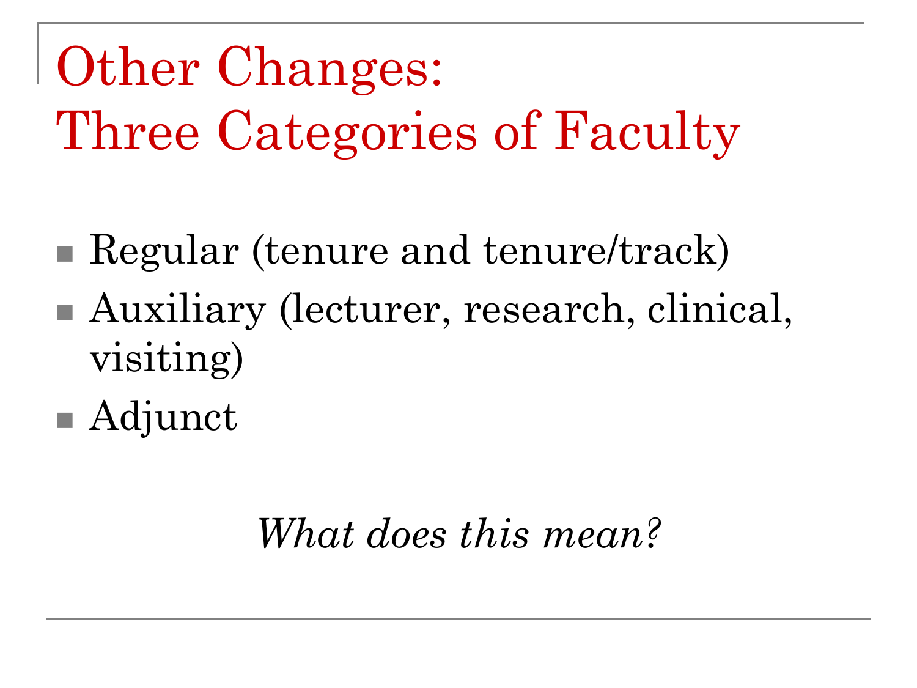# Other Changes: Three Categories of Faculty

- Regular (tenure and tenure/track)
- Auxiliary (lecturer, research, clinical, visiting)
- Adjunct

*What does this mean?*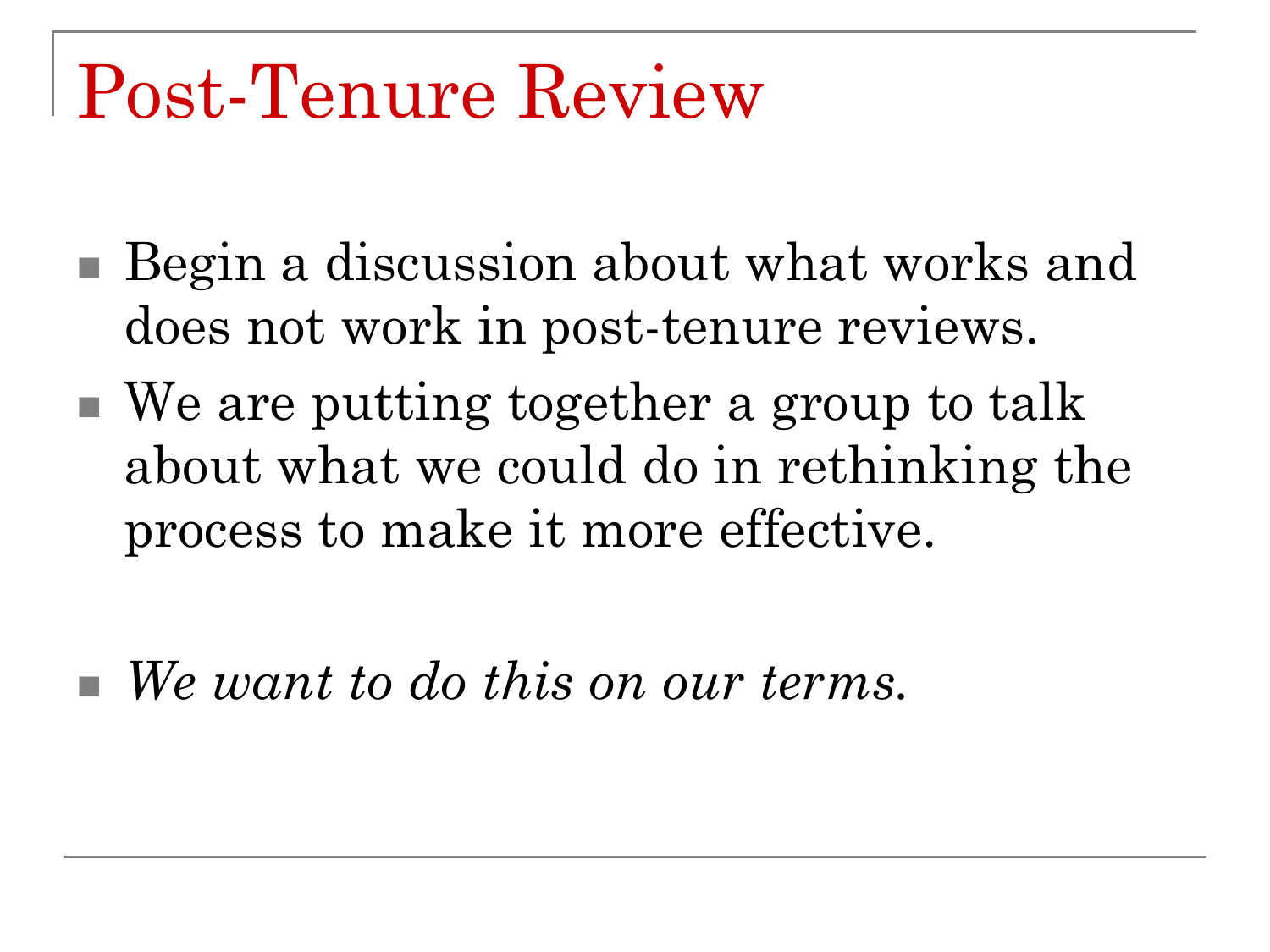# Post-Tenure Review

- Begin a discussion about what works and does not work in post-tenure reviews.
- We are putting together a group to talk about what we could do in rethinking the process to make it more effective.

- *We want to do this on our terms.*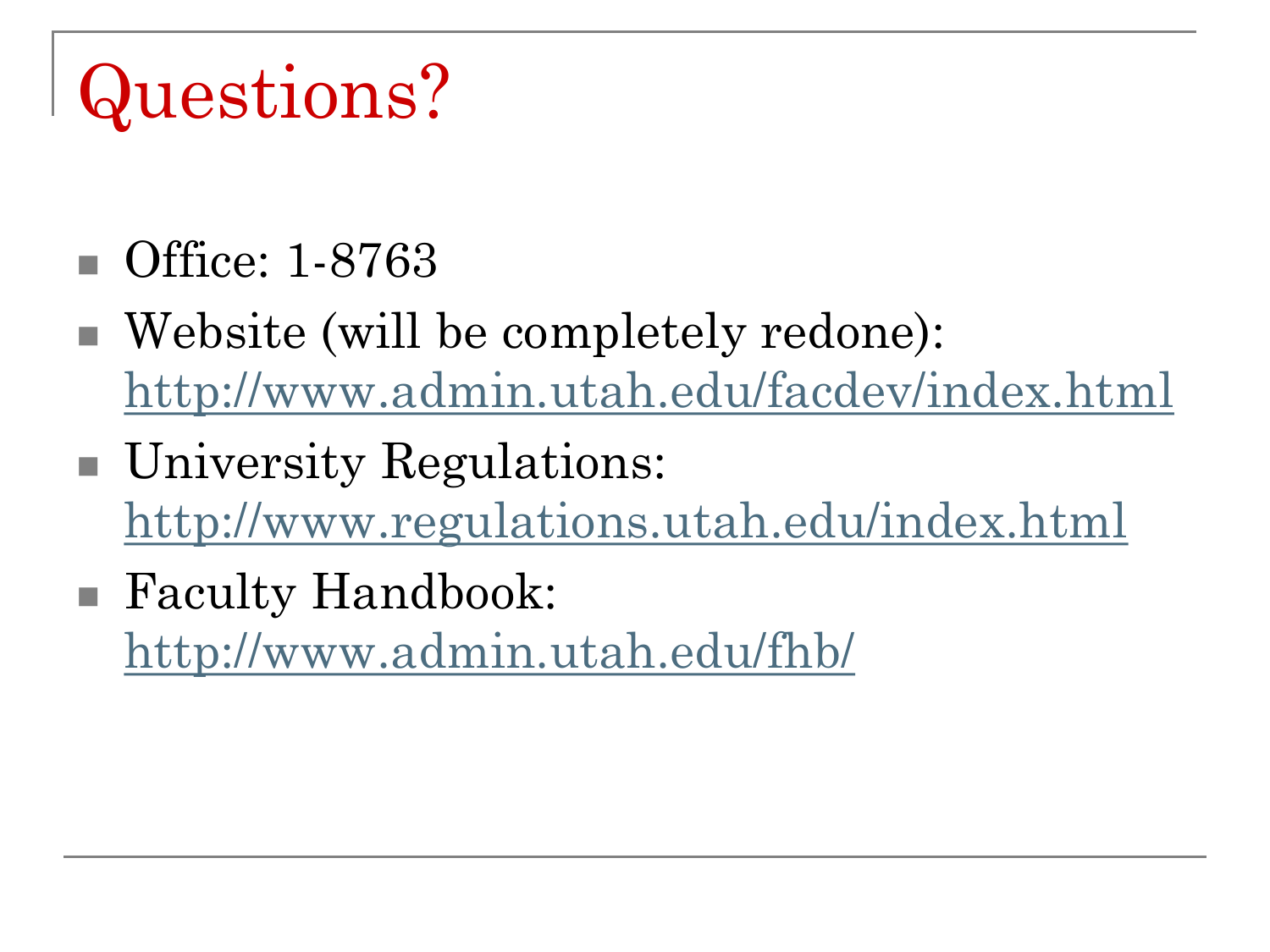# Questions?

- Office: 1-8763
- Website (will be completely redone): http://www.admin.utah.edu/facdev/index.html
- University Regulations: http://www.regulations.utah.edu/index.html
- Faculty Handbook: http://www.admin.utah.edu/fhb/